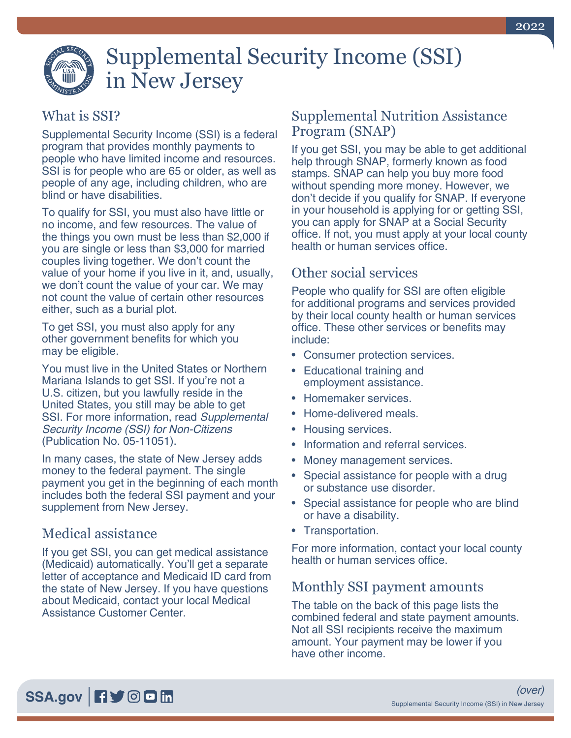# Supplemental Security Income (SSI) in New Jersey

## What is SSI?

Supplemental Security Income (SSI) is a federal program that provides monthly payments to people who have limited income and resources. SSI is for people who are 65 or older, as well as people of any age, including children, who are blind or have disabilities.

To qualify for SSI, you must also have little or no income, and few resources. The value of the things you own must be less than $2,000 if you are single or less than $3,000 for married couples living together. We don't count the value of your home if you live in it, and, usually, we don't count the value of your car. We may not count the value of certain other resources either, such as a burial plot.

To get SSI, you must also apply for any other government benefits for which you may be eligible.

You must live in the United States or Northern Mariana Islands to get SSI. If you're not a U.S. citizen, but you lawfully reside in the United States, you still may be able to get SSI. For more information, read *Supplemental Security Income (SSI) for Non-Citizens* (Publication No. 05-11051).

In many cases, the state of New Jersey adds money to the federal payment. The single payment you get in the beginning of each month includes both the federal SSI payment and your supplement from New Jersey.

## Medical assistance

If you get SSI, you can get medical assistance (Medicaid) automatically. You'll get a separate letter of acceptance and Medicaid ID card from the state of New Jersey. If you have questions about Medicaid, contact your local Medical Assistance Customer Center.

## Supplemental Nutrition Assistance Program (SNAP)

If you get SSI, you may be able to get additional help through SNAP, formerly known as food stamps. SNAP can help you buy more food without spending more money. However, we don't decide if you qualify for SNAP. If everyone in your household is applying for or getting SSI, you can apply for SNAP at a Social Security office. If not, you must apply at your local county health or human services office.

## Other social services

People who qualify for SSI are often eligible for additional programs and services provided by their local county health or human services office. These other services or benefits may include:

- Consumer protection services.
- Educational training and employment assistance.
- Homemaker services.
- Home-delivered meals.
- Housing services.
- Information and referral services.
- Money management services.
- Special assistance for people with a drug or substance use disorder.
- Special assistance for people who are blind or have a disability.
- Transportation.

For more information, contact your local county health or human services office.

## Monthly SSI payment amounts

The table on the back of this page lists the combined federal and state payment amounts. Not all SSI recipients receive the maximum amount. Your payment may be lower if you have other income.

*(over)*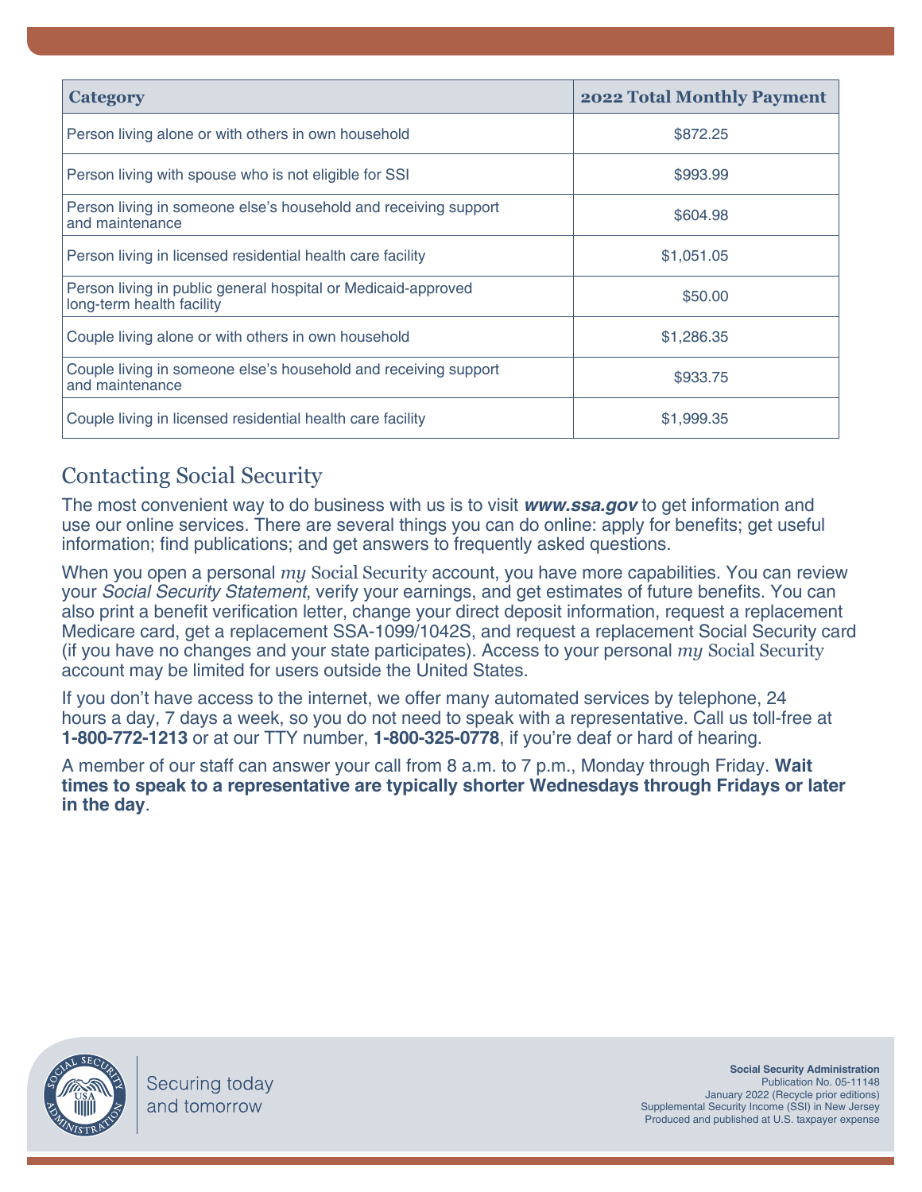| Category | 2022 Total Monthly Payment |
| --- | --- |
| Person living alone or with others in own household | $872.25 |
| Person living with spouse who is not eligible for SSI | $993.99 |
| Person living in someone else's household and receiving support and maintenance | $604.98 |
| Person living in licensed residential health care facility | $1,051.05 |
| Person living in public general hospital or Medicaid-approved long-term health facility | $50.00 |
| Couple living alone or with others in own household | $1,286.35 |
| Couple living in someone else's household and receiving support and maintenance | $933.75 |
| Couple living in licensed residential health care facility | $1,999.35 |

## Contacting Social Security

The most convenient way to do business with us is to visit ***www.ssa.gov*** to get information and use our online services. There are several things you can do online: apply for benefits; get useful information; find publications; and get answers to frequently asked questions.

When you open a personal *my* Social Security account, you have more capabilities. You can review your *Social Security Statement*, verify your earnings, and get estimates of future benefits. You can also print a benefit verification letter, change your direct deposit information, request a replacement Medicare card, get a replacement SSA-1099/1042S, and request a replacement Social Security card (if you have no changes and your state participates). Access to your personal *my* Social Security account may be limited for users outside the United States.

If you don't have access to the internet, we offer many automated services by telephone, 24 hours a day, 7 days a week, so you do not need to speak with a representative. Call us toll-free at **1-800-772-1213** or at our TTY number, **1-800-325-0778**, if you're deaf or hard of hearing.

A member of our staff can answer your call from 8 a.m. to 7 p.m., Monday through Friday. **Wait times to speak to a representative are typically shorter Wednesdays through Fridays or later in the day**.

Securing today and tomorrow

**Social Security Administration**
Publication No. 05-11148
January 2022 (Recycle prior editions)
Supplemental Security Income (SSI) in New Jersey
Produced and published at U.S. taxpayer expense